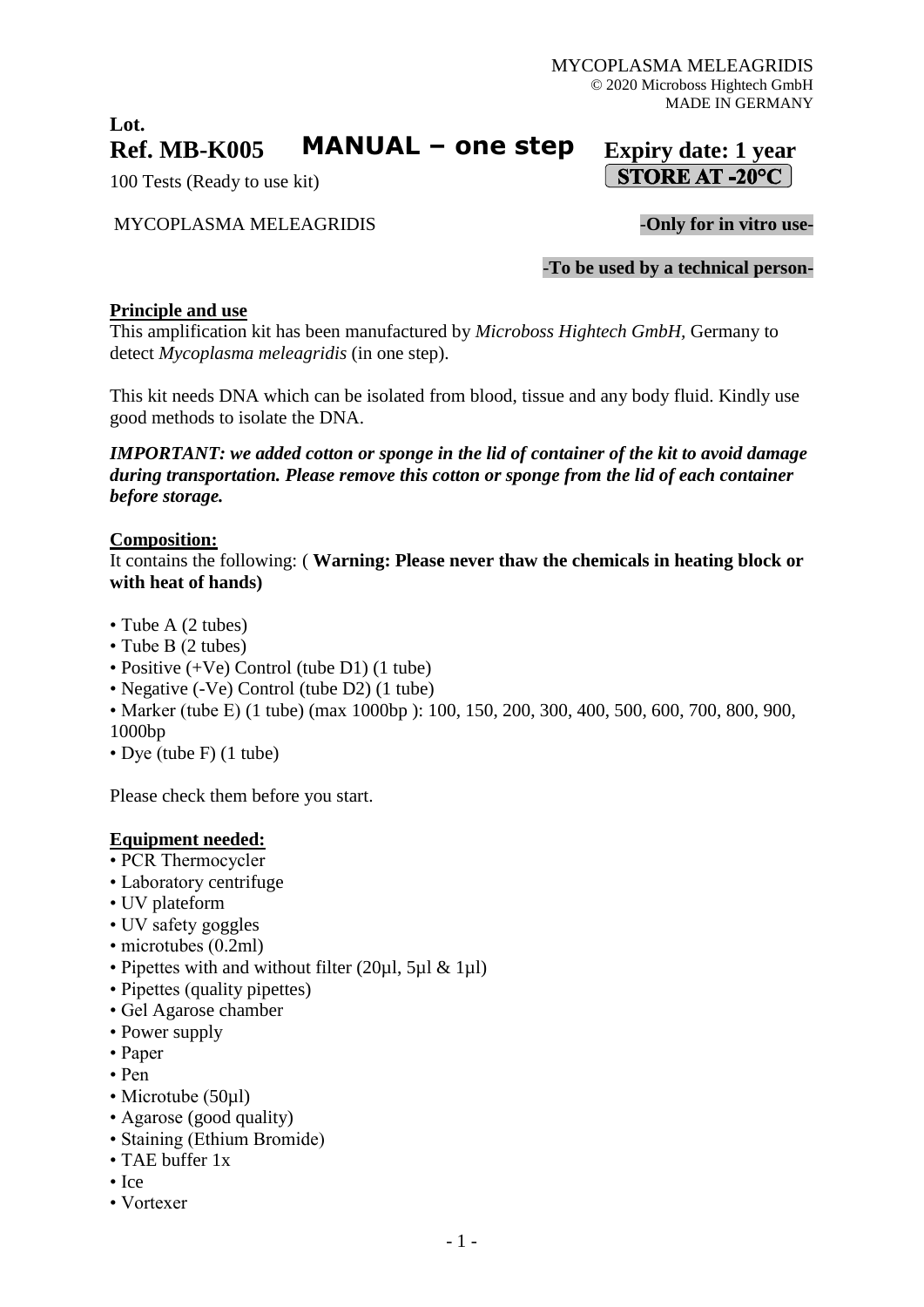MYCOPLASMA MELEAGRIDIS
© 2020 Microboss Hightech GmbH
MADE IN GERMANY

**Lot.**

**Ref. MB-K005** **MANUAL – one step** **Expiry date: 1 year**

100 Tests (Ready to use kit) **STORE AT -20°C**

MYCOPLASMA MELEAGRIDIS **-Only for in vitro use-**

**-To be used by a technical person-**

## Principle and use

This amplification kit has been manufactured by *Microboss Hightech GmbH*, Germany to detect *Mycoplasma meleagridis* (in one step).

This kit needs DNA which can be isolated from blood, tissue and any body fluid. Kindly use good methods to isolate the DNA.

***IMPORTANT: we added cotton or sponge in the lid of container of the kit to avoid damage during transportation. Please remove this cotton or sponge from the lid of each container before storage.***

## Composition:

It contains the following: ( **Warning: Please never thaw the chemicals in heating block or with heat of hands)**

- Tube A (2 tubes)
- Tube B (2 tubes)
- Positive (+Ve) Control (tube D1) (1 tube)
- Negative (-Ve) Control (tube D2) (1 tube)
- Marker (tube E) (1 tube) (max 1000bp ): 100, 150, 200, 300, 400, 500, 600, 700, 800, 900, 1000bp
- Dye (tube F) (1 tube)

Please check them before you start.

## Equipment needed:

- PCR Thermocycler
- Laboratory centrifuge
- UV plateform
- UV safety goggles
- microtubes (0.2ml)
- Pipettes with and without filter (20µl, 5µl & 1µl)
- Pipettes (quality pipettes)
- Gel Agarose chamber
- Power supply
- Paper
- Pen
- Microtube (50µl)
- Agarose (good quality)
- Staining (Ethium Bromide)
- TAE buffer 1x
- Ice
- Vortexer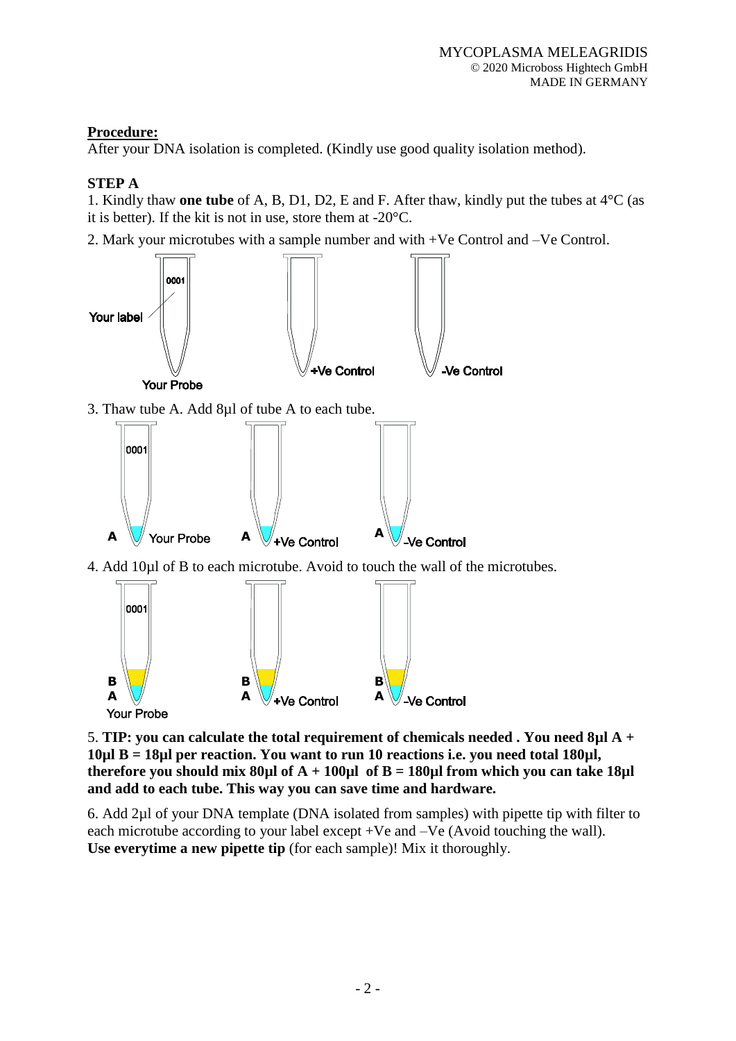**Procedure:**
After your DNA isolation is completed. (Kindly use good quality isolation method).

**STEP A**

1. Kindly thaw **one tube** of A, B, D1, D2, E and F. After thaw, kindly put the tubes at 4°C (as it is better). If the kit is not in use, store them at -20°C.
2. Mark your microtubes with a sample number and with +Ve Control and –Ve Control.

Your label 0001 Your Probe +Ve Control -Ve Control

3. Thaw tube A. Add 8µl of tube A to each tube.

A Your Probe A +Ve Control A -Ve Control

4. Add 10µl of B to each microtube. Avoid to touch the wall of the microtubes.

B A Your Probe B A +Ve Control B A -Ve Control

5. **TIP: you can calculate the total requirement of chemicals needed . You need 8µl A + 10µl B = 18µl per reaction. You want to run 10 reactions i.e. you need total 180µl, therefore you should mix 80µl of A + 100µl of B = 180µl from which you can take 18µl and add to each tube. This way you can save time and hardware.**

6. Add 2µl of your DNA template (DNA isolated from samples) with pipette tip with filter to each microtube according to your label except +Ve and –Ve (Avoid touching the wall). **Use everytime a new pipette tip** (for each sample)! Mix it thoroughly.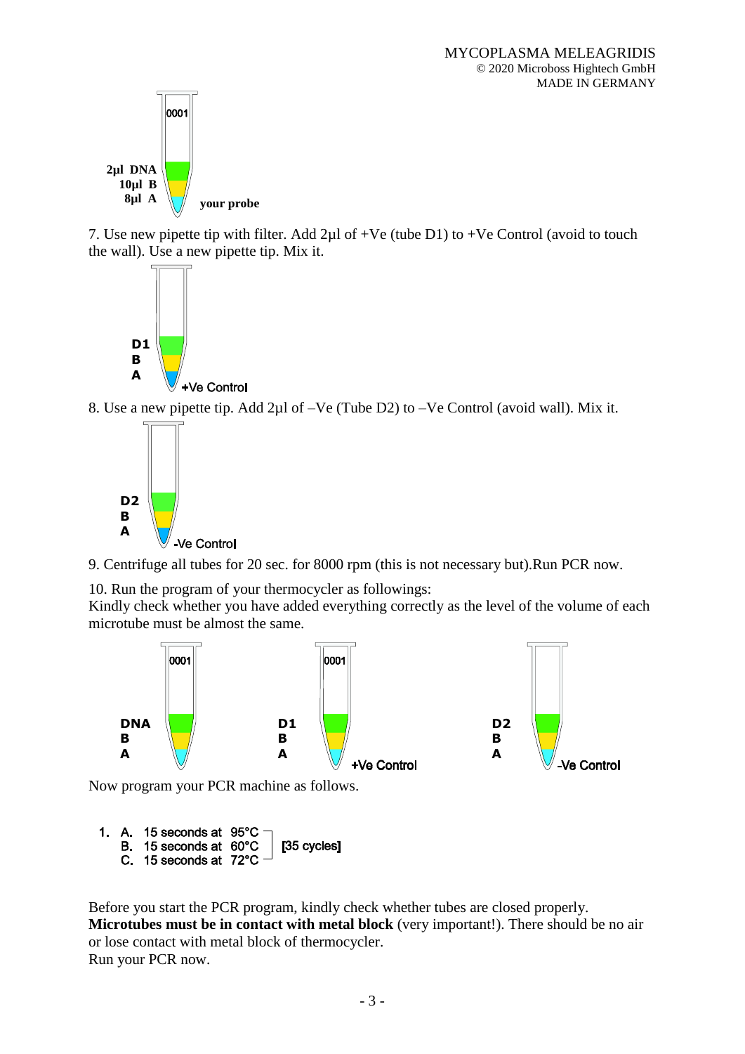0001

2µl DNA
10µl B
8µl A

your probe

7. Use new pipette tip with filter. Add 2µl of +Ve (tube D1) to +Ve Control (avoid to touch the wall). Use a new pipette tip. Mix it.

D1
B
A
+Ve Control

8. Use a new pipette tip. Add 2µl of –Ve (Tube D2) to –Ve Control (avoid wall). Mix it.

D2
B
A
-Ve Control

9. Centrifuge all tubes for 20 sec. for 8000 rpm (this is not necessary but).Run PCR now.

10. Run the program of your thermocycler as followings:
Kindly check whether you have added everything correctly as the level of the volume of each microtube must be almost the same.

0001
DNA
B
A

0001
D1
B
A
+Ve Control

D2
B
A
-Ve Control

Now program your PCR machine as follows.

1. A. 15 seconds at 95°C
   B. 15 seconds at 60°C [35 cycles]
   C. 15 seconds at 72°C

Before you start the PCR program, kindly check whether tubes are closed properly.
**Microtubes must be in contact with metal block** (very important!). There should be no air or lose contact with metal block of thermocycler.
Run your PCR now.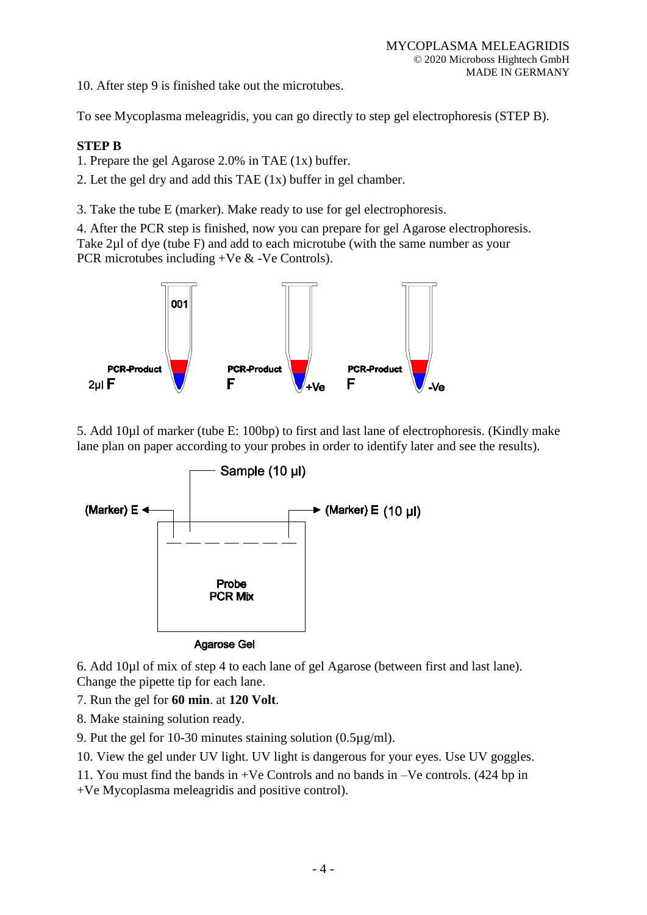10. After step 9 is finished take out the microtubes.

To see Mycoplasma meleagridis, you can go directly to step gel electrophoresis (STEP B).

**STEP B**

1. Prepare the gel Agarose 2.0% in TAE (1x) buffer.
2. Let the gel dry and add this TAE (1x) buffer in gel chamber.
3. Take the tube E (marker). Make ready to use for gel electrophoresis.
4. After the PCR step is finished, now you can prepare for gel Agarose electrophoresis. Take 2µl of dye (tube F) and add to each microtube (with the same number as your PCR microtubes including +Ve & -Ve Controls).

001
PCR-Product
2µl F
PCR-Product
F
+Ve
PCR-Product
F
-Ve

5. Add 10µl of marker (tube E: 100bp) to first and last lane of electrophoresis. (Kindly make lane plan on paper according to your probes in order to identify later and see the results).

Sample (10 µl)
(Marker) E
(Marker) E (10 µl)
Probe
PCR Mix
Agarose Gel

6. Add 10µl of mix of step 4 to each lane of gel Agarose (between first and last lane). Change the pipette tip for each lane.
7. Run the gel for **60 min**. at **120 Volt**.
8. Make staining solution ready.
9. Put the gel for 10-30 minutes staining solution (0.5µg/ml).
10. View the gel under UV light. UV light is dangerous for your eyes. Use UV goggles.
11. You must find the bands in +Ve Controls and no bands in –Ve controls. (424 bp in +Ve Mycoplasma meleagridis and positive control).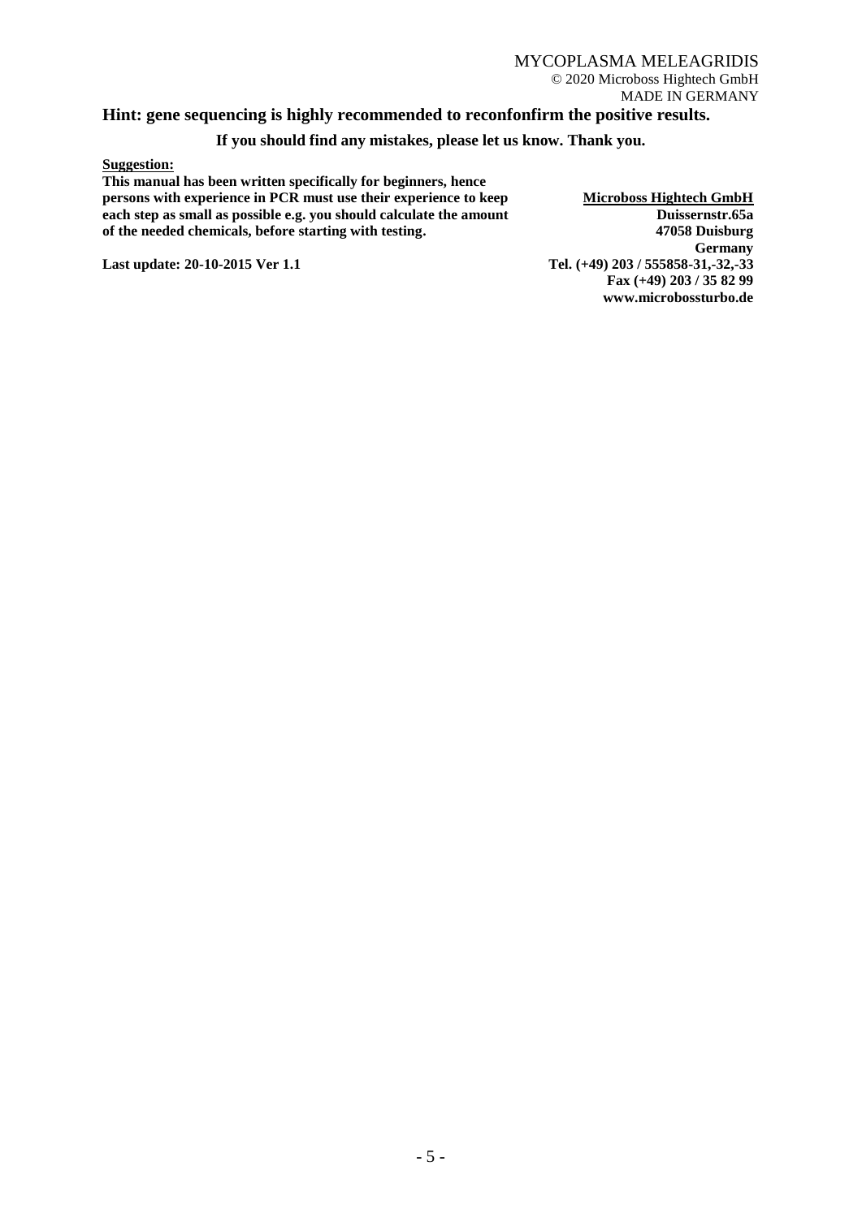**Hint: gene sequencing is highly recommended to reconfonfirm the positive results.**

**If you should find any mistakes, please let us know. Thank you.**

**Suggestion:**

**This manual has been written specifically for beginners, hence persons with experience in PCR must use their experience to keep each step as small as possible e.g. you should calculate the amount of the needed chemicals, before starting with testing.**

**Last update: 20-10-2015 Ver 1.1**

**Microboss Hightech GmbH**
**Duissernstr.65a**
**47058 Duisburg**
**Germany**
**Tel. (+49) 203 / 555858-31,-32,-33**
**Fax (+49) 203 / 35 82 99**
**www.microbossturbo.de**